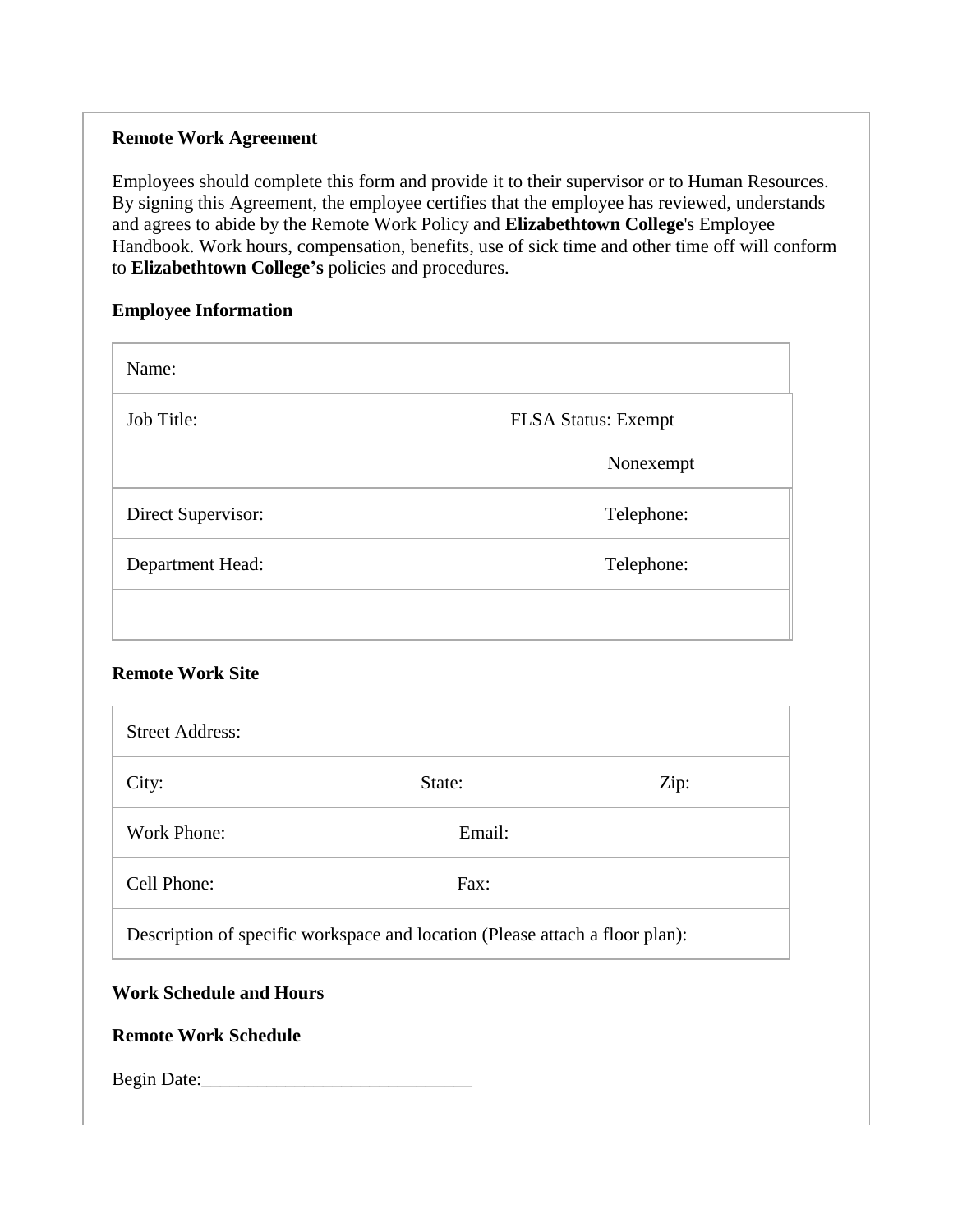**Remote Work Agreement**

Employees should complete this form and provide it to their supervisor or to Human Resources. By signing this Agreement, the employee certifies that the employee has reviewed, understands and agrees to abide by the Remote Work Policy and **Elizabethtown College**'s Employee Handbook. Work hours, compensation, benefits, use of sick time and other time off will conform to **Elizabethtown College's** policies and procedures.

**Employee Information**

| | |
|---|---|
| Name: | |
| Job Title: | FLSA Status: Exempt<br>Nonexempt |
| Direct Supervisor: | Telephone: |
| Department Head: | Telephone: |
| | |

**Remote Work Site**

| | | |
|---|---|---|
| Street Address: | | |
| City: | State: | Zip: |
| Work Phone: | Email: | |
| Cell Phone: | Fax: | |
| Description of specific workspace and location (Please attach a floor plan): | | |

**Work Schedule and Hours**

**Remote Work Schedule**

Begin Date:\_\_\_\_\_\_\_\_\_\_\_\_\_\_\_\_\_\_\_\_\_\_\_\_\_\_\_\_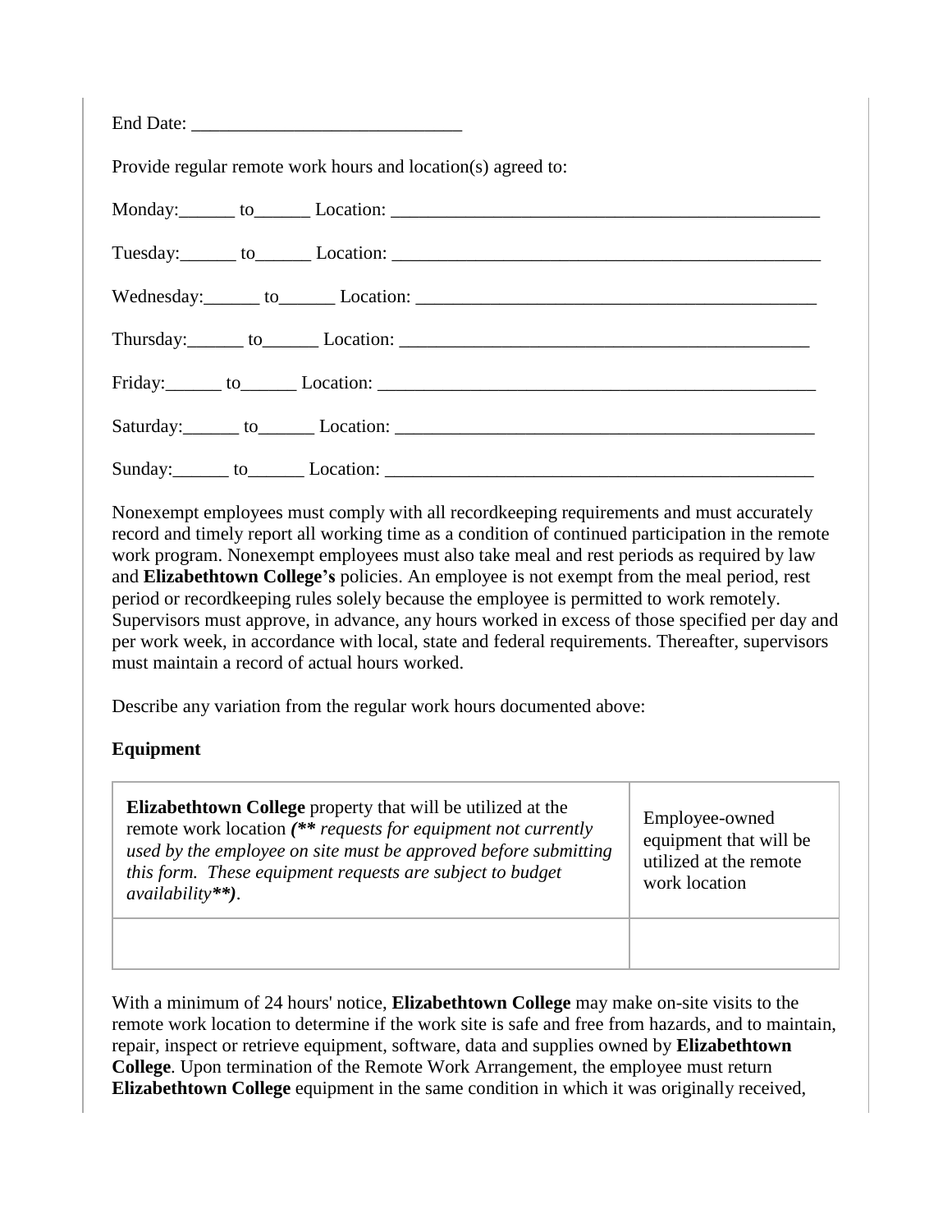End Date: ______________________________

Provide regular remote work hours and location(s) agreed to:

Monday:______ to______ Location: ______________________________________________

Tuesday:______ to______ Location: ______________________________________________

Wednesday:______ to______ Location: ____________________________________________

Thursday:______ to______ Location: _____________________________________________

Friday:______ to______ Location: _______________________________________________

Saturday:______ to______ Location: _____________________________________________

Sunday:______ to______ Location: _______________________________________________

Nonexempt employees must comply with all recordkeeping requirements and must accurately record and timely report all working time as a condition of continued participation in the remote work program. Nonexempt employees must also take meal and rest periods as required by law and **Elizabethtown College's** policies. An employee is not exempt from the meal period, rest period or recordkeeping rules solely because the employee is permitted to work remotely. Supervisors must approve, in advance, any hours worked in excess of those specified per day and per work week, in accordance with local, state and federal requirements. Thereafter, supervisors must maintain a record of actual hours worked.

Describe any variation from the regular work hours documented above:

**Equipment**

| **Elizabethtown College** property that will be utilized at the remote work location ***(*** *\*\* requests for equipment not currently used by the employee on site must be approved before submitting this form. These equipment requests are subject to budget availability\*\*)*. | Employee-owned equipment that will be utilized at the remote work location |
|---|---|
| | |

With a minimum of 24 hours' notice, **Elizabethtown College** may make on-site visits to the remote work location to determine if the work site is safe and free from hazards, and to maintain, repair, inspect or retrieve equipment, software, data and supplies owned by **Elizabethtown College**. Upon termination of the Remote Work Arrangement, the employee must return **Elizabethtown College** equipment in the same condition in which it was originally received,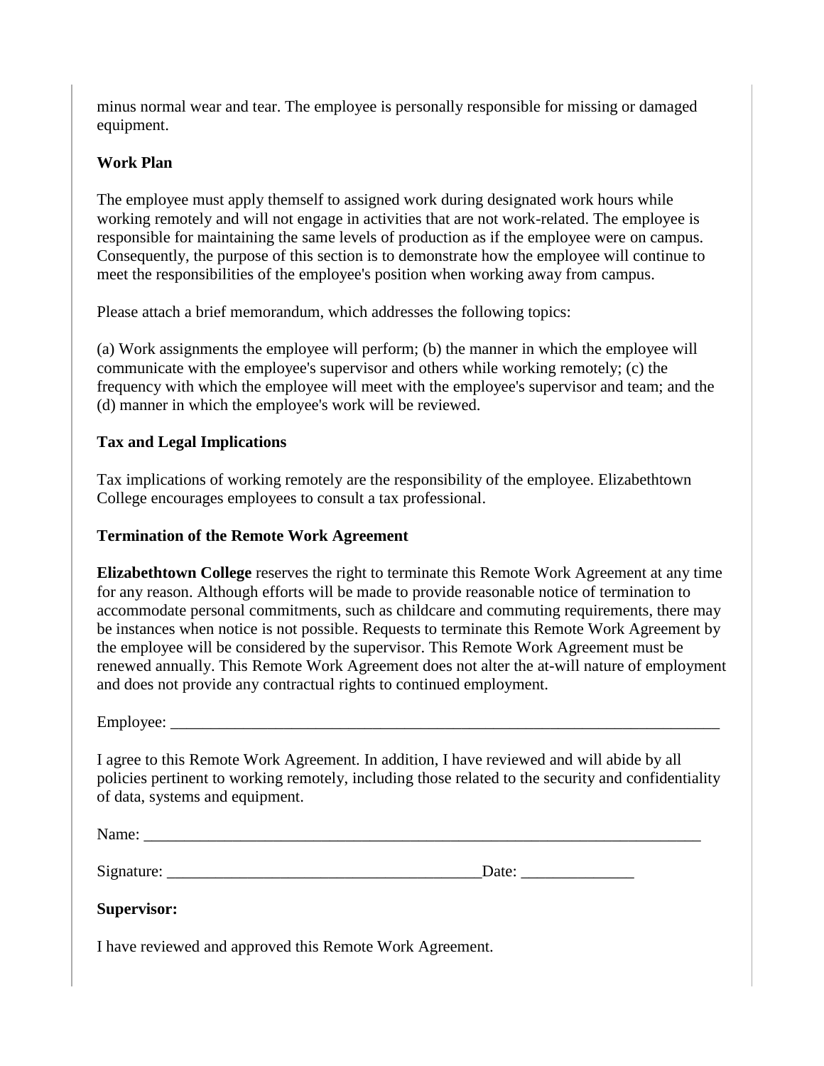minus normal wear and tear. The employee is personally responsible for missing or damaged equipment.

**Work Plan**

The employee must apply themself to assigned work during designated work hours while working remotely and will not engage in activities that are not work-related. The employee is responsible for maintaining the same levels of production as if the employee were on campus. Consequently, the purpose of this section is to demonstrate how the employee will continue to meet the responsibilities of the employee's position when working away from campus.

Please attach a brief memorandum, which addresses the following topics:

(a) Work assignments the employee will perform; (b) the manner in which the employee will communicate with the employee's supervisor and others while working remotely; (c) the frequency with which the employee will meet with the employee's supervisor and team; and the (d) manner in which the employee's work will be reviewed.

**Tax and Legal Implications**

Tax implications of working remotely are the responsibility of the employee. Elizabethtown College encourages employees to consult a tax professional.

**Termination of the Remote Work Agreement**

**Elizabethtown College** reserves the right to terminate this Remote Work Agreement at any time for any reason. Although efforts will be made to provide reasonable notice of termination to accommodate personal commitments, such as childcare and commuting requirements, there may be instances when notice is not possible. Requests to terminate this Remote Work Agreement by the employee will be considered by the supervisor. This Remote Work Agreement must be renewed annually. This Remote Work Agreement does not alter the at-will nature of employment and does not provide any contractual rights to continued employment.

Employee: ___________________________________________________________________________

I agree to this Remote Work Agreement. In addition, I have reviewed and will abide by all policies pertinent to working remotely, including those related to the security and confidentiality of data, systems and equipment.

Name: ___________________________________________________________________________

Signature: ________________________________________Date: ______________

**Supervisor:**

I have reviewed and approved this Remote Work Agreement.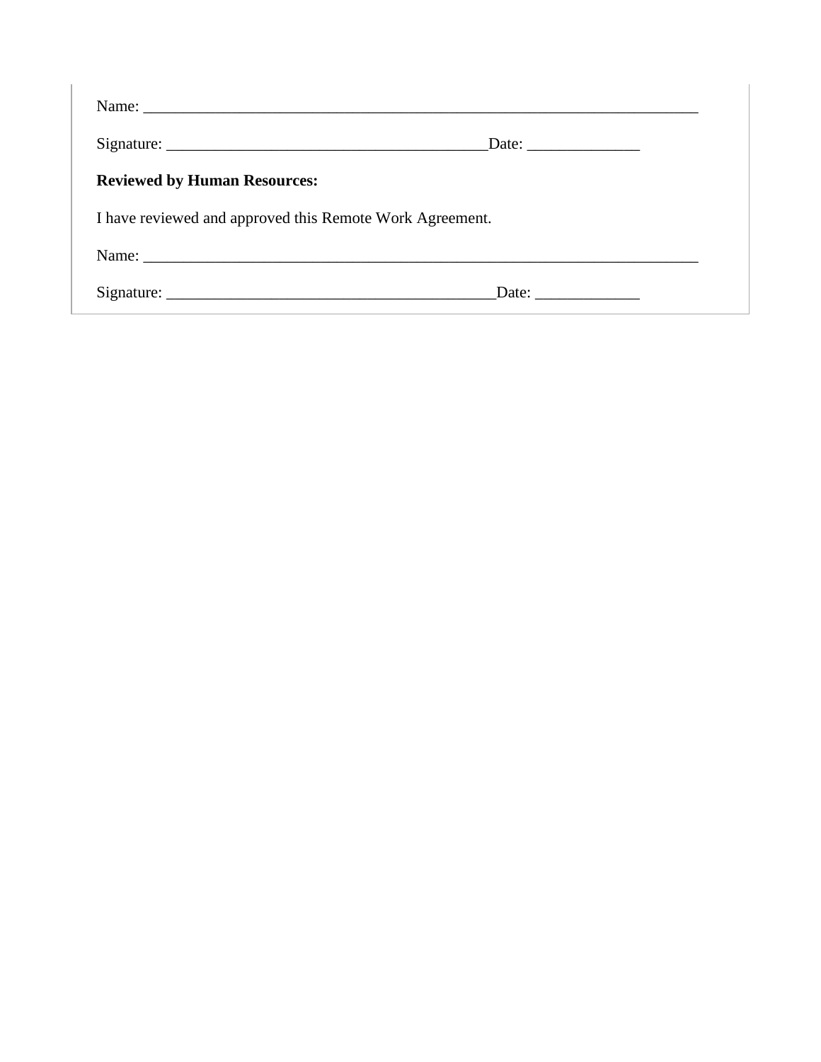Name: ___________________________________________________________________________

Signature: ___________________________________________Date: ______________

**Reviewed by Human Resources:**

I have reviewed and approved this Remote Work Agreement.

Name: ___________________________________________________________________________

Signature: ____________________________________________Date: _____________